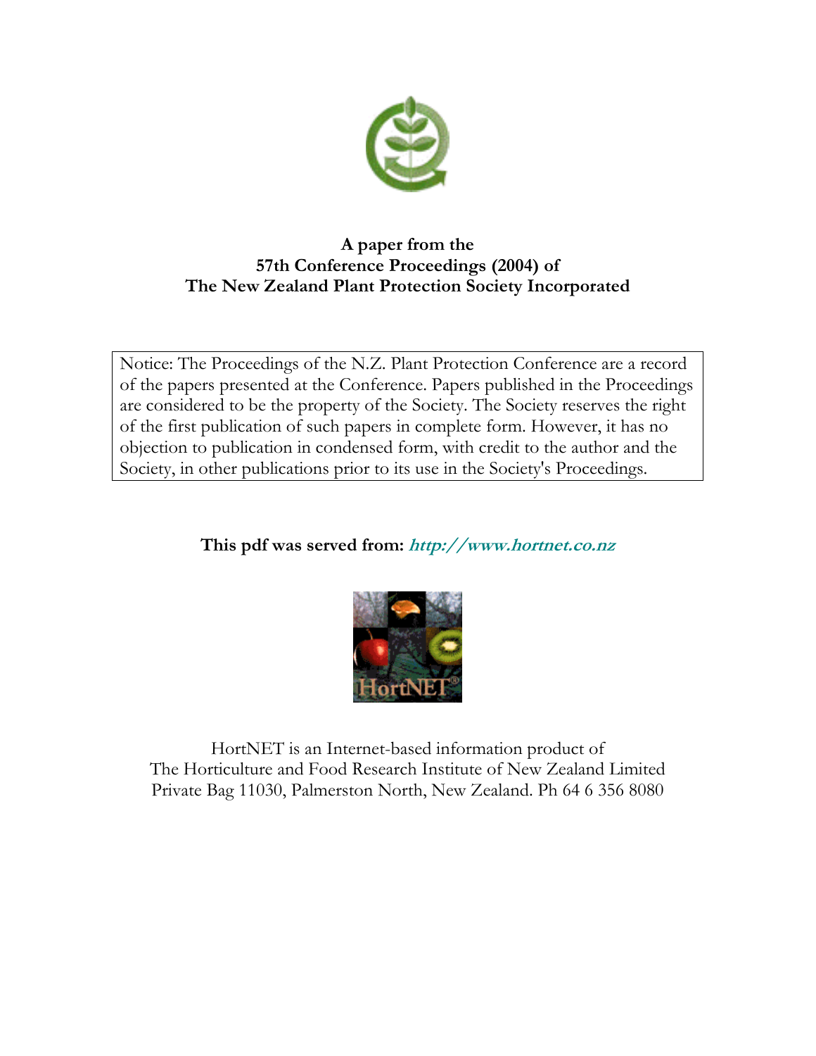**A paper from the**
**57th Conference Proceedings (2004) of**
**The New Zealand Plant Protection Society Incorporated**

Notice: The Proceedings of the N.Z. Plant Protection Conference are a record of the papers presented at the Conference. Papers published in the Proceedings are considered to be the property of the Society. The Society reserves the right of the first publication of such papers in complete form. However, it has no objection to publication in condensed form, with credit to the author and the Society, in other publications prior to its use in the Society's Proceedings.

**This pdf was served from: *http://www.hortnet.co.nz***

HortNET is an Internet-based information product of
The Horticulture and Food Research Institute of New Zealand Limited
Private Bag 11030, Palmerston North, New Zealand. Ph 64 6 356 8080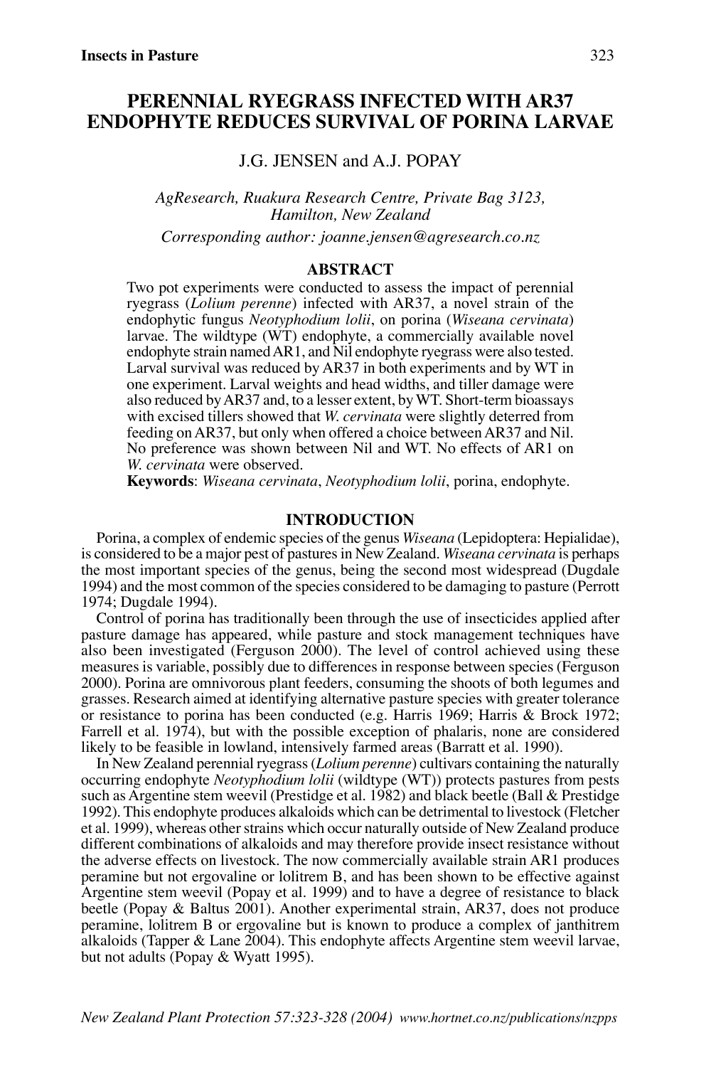# PERENNIAL RYEGRASS INFECTED WITH AR37 ENDOPHYTE REDUCES SURVIVAL OF PORINA LARVAE

J.G. JENSEN and A.J. POPAY

*AgResearch, Ruakura Research Centre, Private Bag 3123, Hamilton, New Zealand*

*Corresponding author: joanne.jensen@agresearch.co.nz*

## ABSTRACT

Two pot experiments were conducted to assess the impact of perennial ryegrass (*Lolium perenne*) infected with AR37, a novel strain of the endophytic fungus *Neotyphodium lolii*, on porina (*Wiseana cervinata*) larvae. The wildtype (WT) endophyte, a commercially available novel endophyte strain named AR1, and Nil endophyte ryegrass were also tested. Larval survival was reduced by AR37 in both experiments and by WT in one experiment. Larval weights and head widths, and tiller damage were also reduced by AR37 and, to a lesser extent, by WT. Short-term bioassays with excised tillers showed that *W. cervinata* were slightly deterred from feeding on AR37, but only when offered a choice between AR37 and Nil. No preference was shown between Nil and WT. No effects of AR1 on *W. cervinata* were observed.

**Keywords**: *Wiseana cervinata*, *Neotyphodium lolii*, porina, endophyte.

## INTRODUCTION

Porina, a complex of endemic species of the genus *Wiseana* (Lepidoptera: Hepialidae), is considered to be a major pest of pastures in New Zealand. *Wiseana cervinata* is perhaps the most important species of the genus, being the second most widespread (Dugdale 1994) and the most common of the species considered to be damaging to pasture (Perrott 1974; Dugdale 1994).

Control of porina has traditionally been through the use of insecticides applied after pasture damage has appeared, while pasture and stock management techniques have also been investigated (Ferguson 2000). The level of control achieved using these measures is variable, possibly due to differences in response between species (Ferguson 2000). Porina are omnivorous plant feeders, consuming the shoots of both legumes and grasses. Research aimed at identifying alternative pasture species with greater tolerance or resistance to porina has been conducted (e.g. Harris 1969; Harris & Brock 1972; Farrell et al. 1974), but with the possible exception of phalaris, none are considered likely to be feasible in lowland, intensively farmed areas (Barratt et al. 1990).

In New Zealand perennial ryegrass (*Lolium perenne*) cultivars containing the naturally occurring endophyte *Neotyphodium lolii* (wildtype (WT)) protects pastures from pests such as Argentine stem weevil (Prestidge et al. 1982) and black beetle (Ball & Prestidge 1992). This endophyte produces alkaloids which can be detrimental to livestock (Fletcher et al. 1999), whereas other strains which occur naturally outside of New Zealand produce different combinations of alkaloids and may therefore provide insect resistance without the adverse effects on livestock. The now commercially available strain AR1 produces peramine but not ergovaline or lolitrem B, and has been shown to be effective against Argentine stem weevil (Popay et al. 1999) and to have a degree of resistance to black beetle (Popay & Baltus 2001). Another experimental strain, AR37, does not produce peramine, lolitrem B or ergovaline but is known to produce a complex of janthitrem alkaloids (Tapper & Lane 2004). This endophyte affects Argentine stem weevil larvae, but not adults (Popay & Wyatt 1995).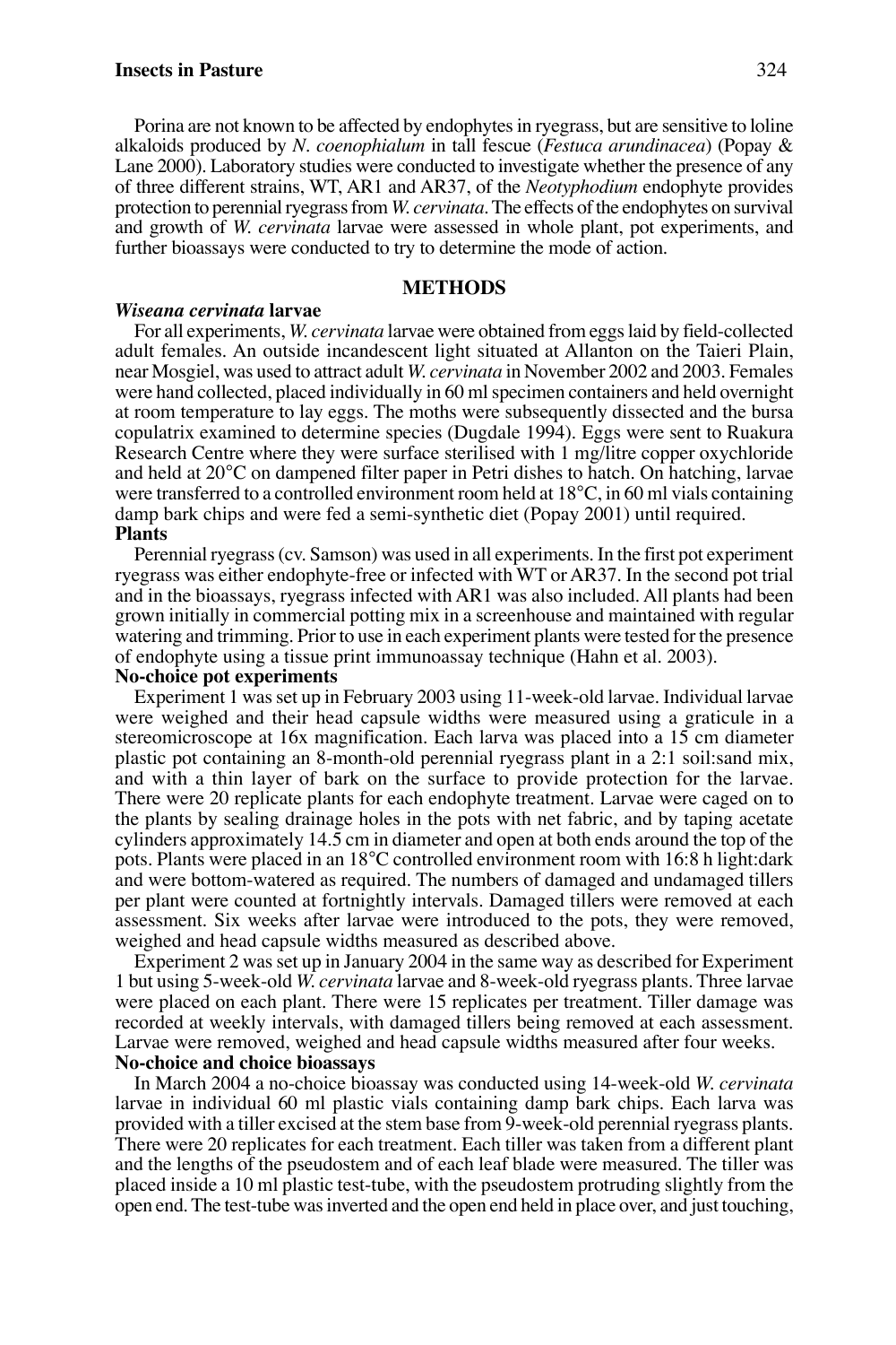Porina are not known to be affected by endophytes in ryegrass, but are sensitive to loline alkaloids produced by *N. coenophialum* in tall fescue (*Festuca arundinacea*) (Popay & Lane 2000). Laboratory studies were conducted to investigate whether the presence of any of three different strains, WT, AR1 and AR37, of the *Neotyphodium* endophyte provides protection to perennial ryegrass from *W. cervinata*. The effects of the endophytes on survival and growth of *W. cervinata* larvae were assessed in whole plant, pot experiments, and further bioassays were conducted to try to determine the mode of action.

## METHODS

### *Wiseana cervinata* larvae

For all experiments, *W. cervinata* larvae were obtained from eggs laid by field-collected adult females. An outside incandescent light situated at Allanton on the Taieri Plain, near Mosgiel, was used to attract adult *W. cervinata* in November 2002 and 2003. Females were hand collected, placed individually in 60 ml specimen containers and held overnight at room temperature to lay eggs. The moths were subsequently dissected and the bursa copulatrix examined to determine species (Dugdale 1994). Eggs were sent to Ruakura Research Centre where they were surface sterilised with 1 mg/litre copper oxychloride and held at 20°C on dampened filter paper in Petri dishes to hatch. On hatching, larvae were transferred to a controlled environment room held at 18°C, in 60 ml vials containing damp bark chips and were fed a semi-synthetic diet (Popay 2001) until required.

### Plants

Perennial ryegrass (cv. Samson) was used in all experiments. In the first pot experiment ryegrass was either endophyte-free or infected with WT or AR37. In the second pot trial and in the bioassays, ryegrass infected with AR1 was also included. All plants had been grown initially in commercial potting mix in a screenhouse and maintained with regular watering and trimming. Prior to use in each experiment plants were tested for the presence of endophyte using a tissue print immunoassay technique (Hahn et al. 2003).

### No-choice pot experiments

Experiment 1 was set up in February 2003 using 11-week-old larvae. Individual larvae were weighed and their head capsule widths were measured using a graticule in a stereomicroscope at 16x magnification. Each larva was placed into a 15 cm diameter plastic pot containing an 8-month-old perennial ryegrass plant in a 2:1 soil:sand mix, and with a thin layer of bark on the surface to provide protection for the larvae. There were 20 replicate plants for each endophyte treatment. Larvae were caged on to the plants by sealing drainage holes in the pots with net fabric, and by taping acetate cylinders approximately 14.5 cm in diameter and open at both ends around the top of the pots. Plants were placed in an 18°C controlled environment room with 16:8 h light:dark and were bottom-watered as required. The numbers of damaged and undamaged tillers per plant were counted at fortnightly intervals. Damaged tillers were removed at each assessment. Six weeks after larvae were introduced to the pots, they were removed, weighed and head capsule widths measured as described above.

Experiment 2 was set up in January 2004 in the same way as described for Experiment 1 but using 5-week-old *W. cervinata* larvae and 8-week-old ryegrass plants. Three larvae were placed on each plant. There were 15 replicates per treatment. Tiller damage was recorded at weekly intervals, with damaged tillers being removed at each assessment. Larvae were removed, weighed and head capsule widths measured after four weeks.

### No-choice and choice bioassays

In March 2004 a no-choice bioassay was conducted using 14-week-old *W. cervinata* larvae in individual 60 ml plastic vials containing damp bark chips. Each larva was provided with a tiller excised at the stem base from 9-week-old perennial ryegrass plants. There were 20 replicates for each treatment. Each tiller was taken from a different plant and the lengths of the pseudostem and of each leaf blade were measured. The tiller was placed inside a 10 ml plastic test-tube, with the pseudostem protruding slightly from the open end. The test-tube was inverted and the open end held in place over, and just touching,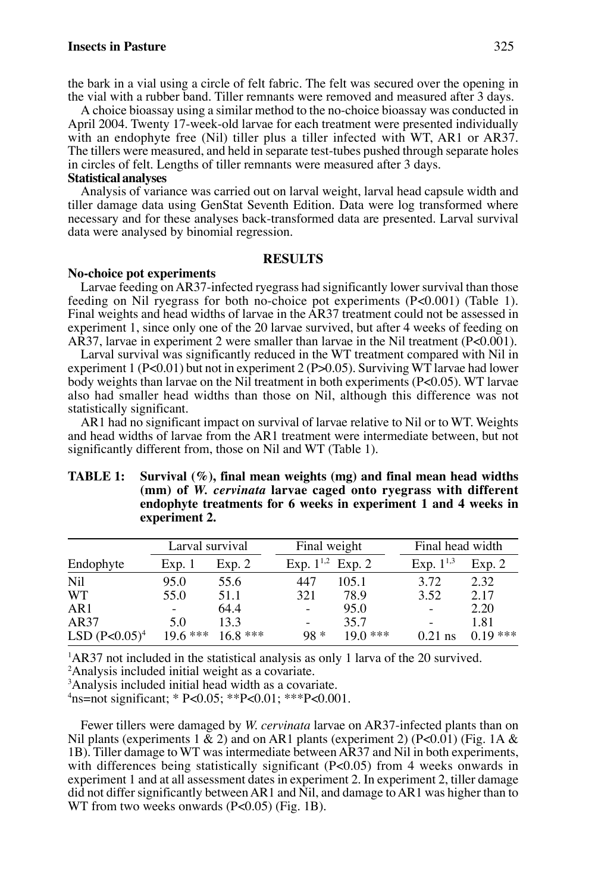the bark in a vial using a circle of felt fabric. The felt was secured over the opening in the vial with a rubber band. Tiller remnants were removed and measured after 3 days.

A choice bioassay using a similar method to the no-choice bioassay was conducted in April 2004. Twenty 17-week-old larvae for each treatment were presented individually with an endophyte free (Nil) tiller plus a tiller infected with WT, AR1 or AR37. The tillers were measured, and held in separate test-tubes pushed through separate holes in circles of felt. Lengths of tiller remnants were measured after 3 days.

**Statistical analyses**

Analysis of variance was carried out on larval weight, larval head capsule width and tiller damage data using GenStat Seventh Edition. Data were log transformed where necessary and for these analyses back-transformed data are presented. Larval survival data were analysed by binomial regression.

## RESULTS

**No-choice pot experiments**

Larvae feeding on AR37-infected ryegrass had significantly lower survival than those feeding on Nil ryegrass for both no-choice pot experiments (P<0.001) (Table 1). Final weights and head widths of larvae in the AR37 treatment could not be assessed in experiment 1, since only one of the 20 larvae survived, but after 4 weeks of feeding on AR37, larvae in experiment 2 were smaller than larvae in the Nil treatment (P<0.001).

Larval survival was significantly reduced in the WT treatment compared with Nil in experiment 1 (P<0.01) but not in experiment 2 (P>0.05). Surviving WT larvae had lower body weights than larvae on the Nil treatment in both experiments (P<0.05). WT larvae also had smaller head widths than those on Nil, although this difference was not statistically significant.

AR1 had no significant impact on survival of larvae relative to Nil or to WT. Weights and head widths of larvae from the AR1 treatment were intermediate between, but not significantly different from, those on Nil and WT (Table 1).

**TABLE 1: Survival (%), final mean weights (mg) and final mean head widths (mm) of *W. cervinata* larvae caged onto ryegrass with different endophyte treatments for 6 weeks in experiment 1 and 4 weeks in experiment 2.**

| | Larval survival | | Final weight | | Final head width | |
|---|---|---|---|---|---|---|
| Endophyte | Exp. 1 | Exp. 2 | Exp. 1[1,2] | Exp. 2 | Exp. 1[1,3] | Exp. 2 |
| Nil | 95.0 | 55.6 | 447 | 105.1 | 3.72 | 2.32 |
| WT | 55.0 | 51.1 | 321 | 78.9 | 3.52 | 2.17 |
| AR1 | - | 64.4 | - | 95.0 | - | 2.20 |
| AR37 | 5.0 | 13.3 | - | 35.7 | - | 1.81 |
| LSD (P<0.05)[4] | 19.6 *** | 16.8 *** | 98 * | 19.0 *** | 0.21 ns | 0.19 *** |

[1]AR37 not included in the statistical analysis as only 1 larva of the 20 survived.
[2]Analysis included initial weight as a covariate.
[3]Analysis included initial head width as a covariate.
[4]ns=not significant; * P<0.05; **P<0.01; ***P<0.001.

Fewer tillers were damaged by *W. cervinata* larvae on AR37-infected plants than on Nil plants (experiments 1 & 2) and on AR1 plants (experiment 2) (P<0.01) (Fig. 1A & 1B). Tiller damage to WT was intermediate between AR37 and Nil in both experiments, with differences being statistically significant (P<0.05) from 4 weeks onwards in experiment 1 and at all assessment dates in experiment 2. In experiment 2, tiller damage did not differ significantly between AR1 and Nil, and damage to AR1 was higher than to WT from two weeks onwards (P<0.05) (Fig. 1B).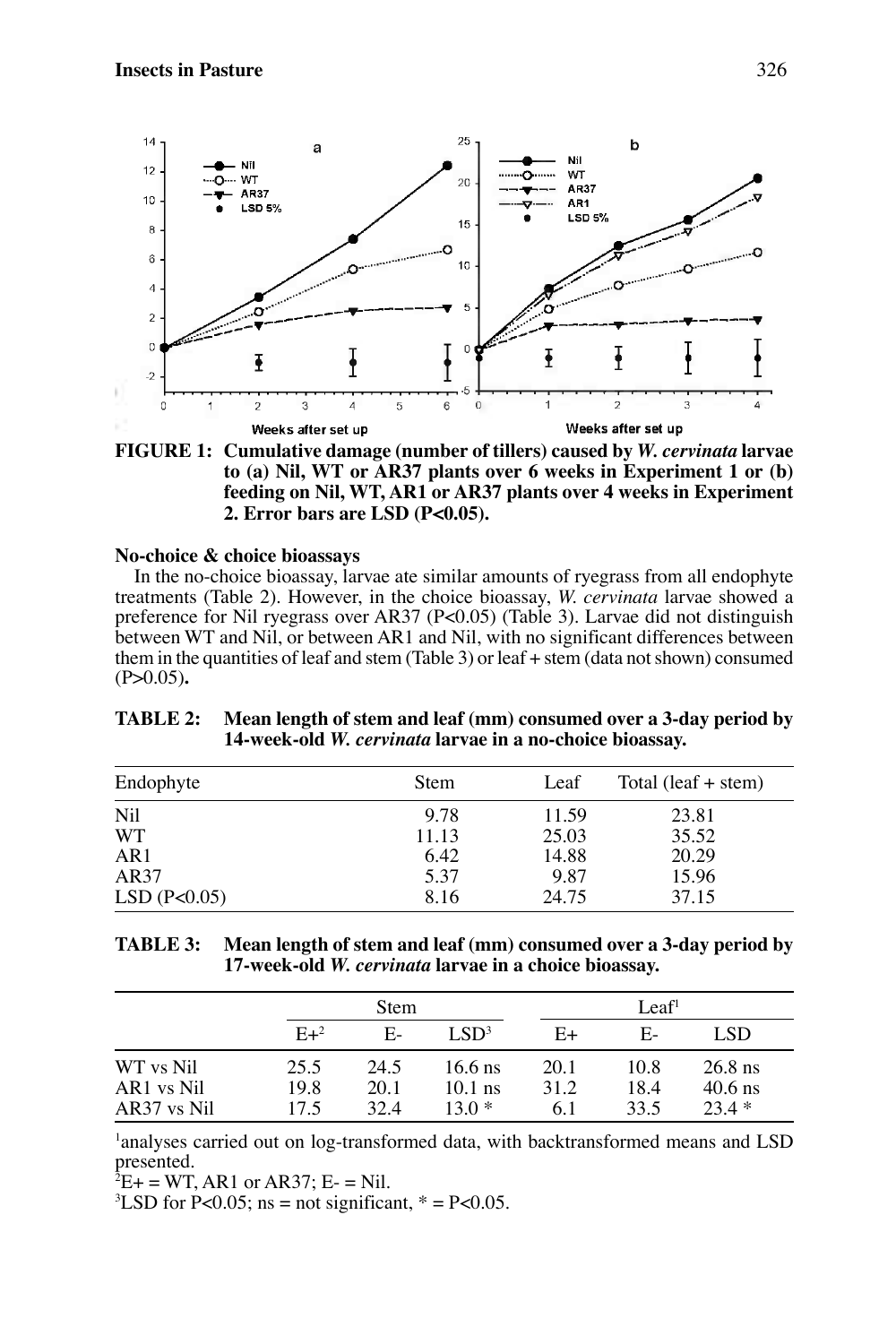**FIGURE 1: Cumulative damage (number of tillers) caused by *W. cervinata* larvae to (a) Nil, WT or AR37 plants over 6 weeks in Experiment 1 or (b) feeding on Nil, WT, AR1 or AR37 plants over 4 weeks in Experiment 2. Error bars are LSD (P<0.05).**

### No-choice & choice bioassays

In the no-choice bioassay, larvae ate similar amounts of ryegrass from all endophyte treatments (Table 2). However, in the choice bioassay, *W. cervinata* larvae showed a preference for Nil ryegrass over AR37 ($P<0.05$) (Table 3). Larvae did not distinguish between WT and Nil, or between AR1 and Nil, with no significant differences between them in the quantities of leaf and stem (Table 3) or leaf + stem (data not shown) consumed ($P>0.05$).

**TABLE 2: Mean length of stem and leaf (mm) consumed over a 3-day period by 14-week-old *W. cervinata* larvae in a no-choice bioassay.**

| Endophyte | Stem | Leaf | Total (leaf + stem) |
|---|---|---|---|
| Nil | 9.78 | 11.59 | 23.81 |
| WT | 11.13 | 25.03 | 35.52 |
| AR1 | 6.42 | 14.88 | 20.29 |
| AR37 | 5.37 | 9.87 | 15.96 |
| LSD (P<0.05) | 8.16 | 24.75 | 37.15 |

**TABLE 3: Mean length of stem and leaf (mm) consumed over a 3-day period by 17-week-old *W. cervinata* larvae in a choice bioassay.**

| | Stem | | | Leaf[1] | | |
|---|---|---|---|---|---|---|
| | E+[2] | E- | LSD[3] | E+ | E- | LSD |
| WT vs Nil | 25.5 | 24.5 | 16.6 ns | 20.1 | 10.8 | 26.8 ns |
| AR1 vs Nil | 19.8 | 20.1 | 10.1 ns | 31.2 | 18.4 | 40.6 ns |
| AR37 vs Nil | 17.5 | 32.4 | 13.0 * | 6.1 | 33.5 | 23.4 * |

[1]analyses carried out on log-transformed data, with backtransformed means and LSD presented.
[2]E+ = WT, AR1 or AR37; E- = Nil.
[3]LSD for P<0.05; ns = not significant, * = P<0.05.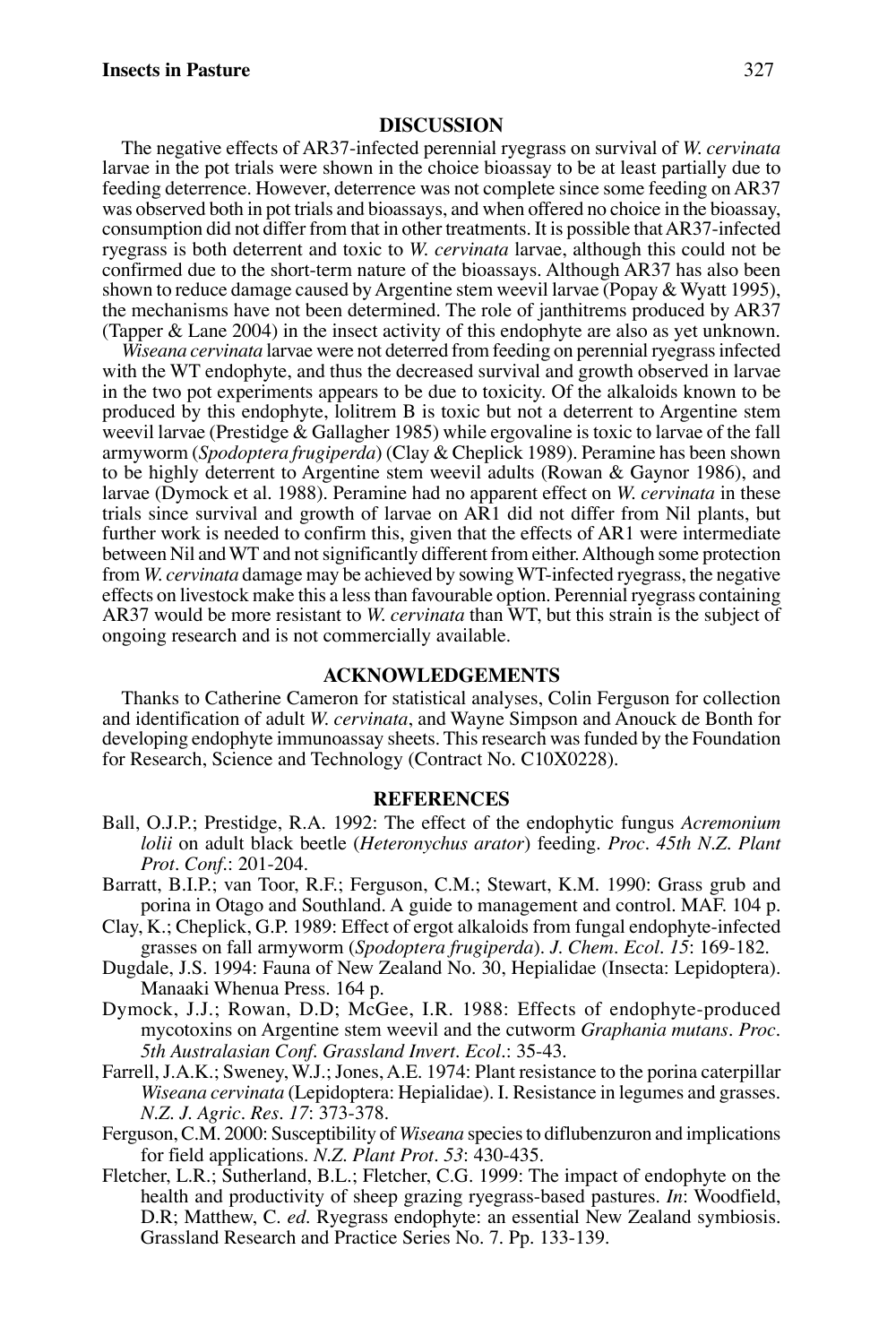## DISCUSSION

The negative effects of AR37-infected perennial ryegrass on survival of *W. cervinata* larvae in the pot trials were shown in the choice bioassay to be at least partially due to feeding deterrence. However, deterrence was not complete since some feeding on AR37 was observed both in pot trials and bioassays, and when offered no choice in the bioassay, consumption did not differ from that in other treatments. It is possible that AR37-infected ryegrass is both deterrent and toxic to *W. cervinata* larvae, although this could not be confirmed due to the short-term nature of the bioassays. Although AR37 has also been shown to reduce damage caused by Argentine stem weevil larvae (Popay & Wyatt 1995), the mechanisms have not been determined. The role of janthitrems produced by AR37 (Tapper & Lane 2004) in the insect activity of this endophyte are also as yet unknown.

*Wiseana cervinata* larvae were not deterred from feeding on perennial ryegrass infected with the WT endophyte, and thus the decreased survival and growth observed in larvae in the two pot experiments appears to be due to toxicity. Of the alkaloids known to be produced by this endophyte, lolitrem B is toxic but not a deterrent to Argentine stem weevil larvae (Prestidge & Gallagher 1985) while ergovaline is toxic to larvae of the fall armyworm (*Spodoptera frugiperda*) (Clay & Cheplick 1989). Peramine has been shown to be highly deterrent to Argentine stem weevil adults (Rowan & Gaynor 1986), and larvae (Dymock et al. 1988). Peramine had no apparent effect on *W. cervinata* in these trials since survival and growth of larvae on AR1 did not differ from Nil plants, but further work is needed to confirm this, given that the effects of AR1 were intermediate between Nil and WT and not significantly different from either. Although some protection from *W. cervinata* damage may be achieved by sowing WT-infected ryegrass, the negative effects on livestock make this a less than favourable option. Perennial ryegrass containing AR37 would be more resistant to *W. cervinata* than WT, but this strain is the subject of ongoing research and is not commercially available.

## ACKNOWLEDGEMENTS

Thanks to Catherine Cameron for statistical analyses, Colin Ferguson for collection and identification of adult *W. cervinata*, and Wayne Simpson and Anouck de Bonth for developing endophyte immunoassay sheets. This research was funded by the Foundation for Research, Science and Technology (Contract No. C10X0228).

## REFERENCES

Ball, O.J.P.; Prestidge, R.A. 1992: The effect of the endophytic fungus *Acremonium lolii* on adult black beetle (*Heteronychus arator*) feeding. *Proc. 45th N.Z. Plant Prot. Conf.*: 201-204.

Barratt, B.I.P.; van Toor, R.F.; Ferguson, C.M.; Stewart, K.M. 1990: Grass grub and porina in Otago and Southland. A guide to management and control. MAF. 104 p.

Clay, K.; Cheplick, G.P. 1989: Effect of ergot alkaloids from fungal endophyte-infected grasses on fall armyworm (*Spodoptera frugiperda*). *J. Chem. Ecol. 15*: 169-182.

Dugdale, J.S. 1994: Fauna of New Zealand No. 30, Hepialidae (Insecta: Lepidoptera). Manaaki Whenua Press. 164 p.

Dymock, J.J.; Rowan, D.D; McGee, I.R. 1988: Effects of endophyte-produced mycotoxins on Argentine stem weevil and the cutworm *Graphania mutans*. *Proc. 5th Australasian Conf. Grassland Invert. Ecol.*: 35-43.

Farrell, J.A.K.; Sweney, W.J.; Jones, A.E. 1974: Plant resistance to the porina caterpillar *Wiseana cervinata* (Lepidoptera: Hepialidae). I. Resistance in legumes and grasses. *N.Z. J. Agric. Res. 17*: 373-378.

Ferguson, C.M. 2000: Susceptibility of *Wiseana* species to diflubenzuron and implications for field applications. *N.Z. Plant Prot. 53*: 430-435.

Fletcher, L.R.; Sutherland, B.L.; Fletcher, C.G. 1999: The impact of endophyte on the health and productivity of sheep grazing ryegrass-based pastures. *In*: Woodfield, D.R; Matthew, C. *ed*. Ryegrass endophyte: an essential New Zealand symbiosis. Grassland Research and Practice Series No. 7. Pp. 133-139.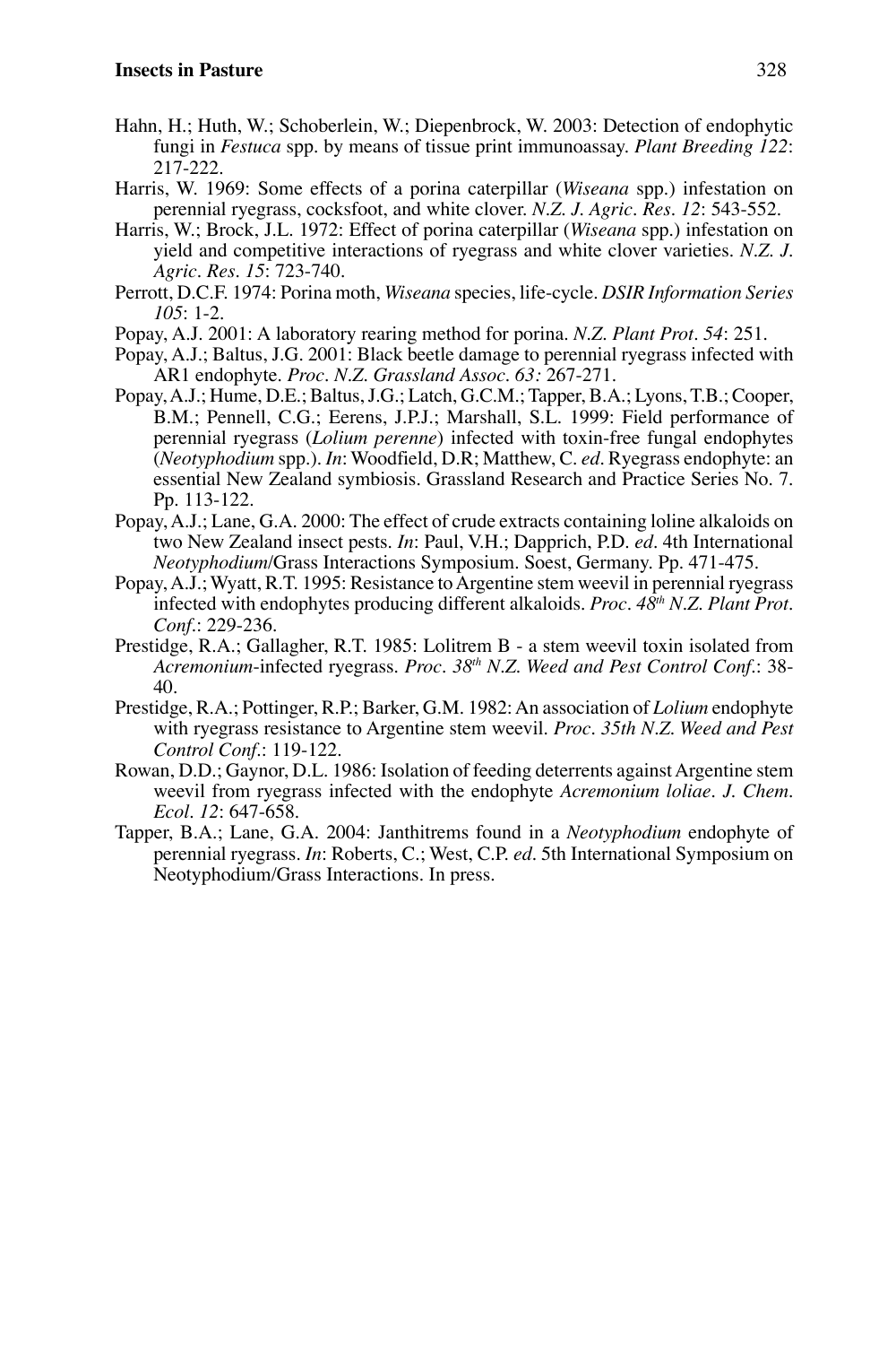Hahn, H.; Huth, W.; Schoberlein, W.; Diepenbrock, W. 2003: Detection of endophytic fungi in *Festuca* spp. by means of tissue print immunoassay. *Plant Breeding 122*: 217-222.

Harris, W. 1969: Some effects of a porina caterpillar (*Wiseana* spp.) infestation on perennial ryegrass, cocksfoot, and white clover. *N.Z. J. Agric. Res. 12*: 543-552.

Harris, W.; Brock, J.L. 1972: Effect of porina caterpillar (*Wiseana* spp.) infestation on yield and competitive interactions of ryegrass and white clover varieties. *N.Z. J. Agric. Res. 15*: 723-740.

Perrott, D.C.F. 1974: Porina moth, *Wiseana* species, life-cycle. *DSIR Information Series 105*: 1-2.

Popay, A.J. 2001: A laboratory rearing method for porina. *N.Z. Plant Prot. 54*: 251.

Popay, A.J.; Baltus, J.G. 2001: Black beetle damage to perennial ryegrass infected with AR1 endophyte. *Proc. N.Z. Grassland Assoc. 63:* 267-271.

Popay, A.J.; Hume, D.E.; Baltus, J.G.; Latch, G.C.M.; Tapper, B.A.; Lyons, T.B.; Cooper, B.M.; Pennell, C.G.; Eerens, J.P.J.; Marshall, S.L. 1999: Field performance of perennial ryegrass (*Lolium perenne*) infected with toxin-free fungal endophytes (*Neotyphodium* spp.). *In*: Woodfield, D.R; Matthew, C. *ed*. Ryegrass endophyte: an essential New Zealand symbiosis. Grassland Research and Practice Series No. 7. Pp. 113-122.

Popay, A.J.; Lane, G.A. 2000: The effect of crude extracts containing loline alkaloids on two New Zealand insect pests. *In*: Paul, V.H.; Dapprich, P.D. *ed*. 4th International *Neotyphodium*/Grass Interactions Symposium. Soest, Germany. Pp. 471-475.

Popay, A.J.; Wyatt, R.T. 1995: Resistance to Argentine stem weevil in perennial ryegrass infected with endophytes producing different alkaloids. *Proc. 48th N.Z. Plant Prot. Conf.*: 229-236.

Prestidge, R.A.; Gallagher, R.T. 1985: Lolitrem B - a stem weevil toxin isolated from *Acremonium*-infected ryegrass. *Proc. 38th N.Z. Weed and Pest Control Conf.*: 38-40.

Prestidge, R.A.; Pottinger, R.P.; Barker, G.M. 1982: An association of *Lolium* endophyte with ryegrass resistance to Argentine stem weevil. *Proc. 35th N.Z. Weed and Pest Control Conf.*: 119-122.

Rowan, D.D.; Gaynor, D.L. 1986: Isolation of feeding deterrents against Argentine stem weevil from ryegrass infected with the endophyte *Acremonium loliae*. *J. Chem. Ecol. 12*: 647-658.

Tapper, B.A.; Lane, G.A. 2004: Janthitrems found in a *Neotyphodium* endophyte of perennial ryegrass. *In*: Roberts, C.; West, C.P. *ed*. 5th International Symposium on Neotyphodium/Grass Interactions. In press.